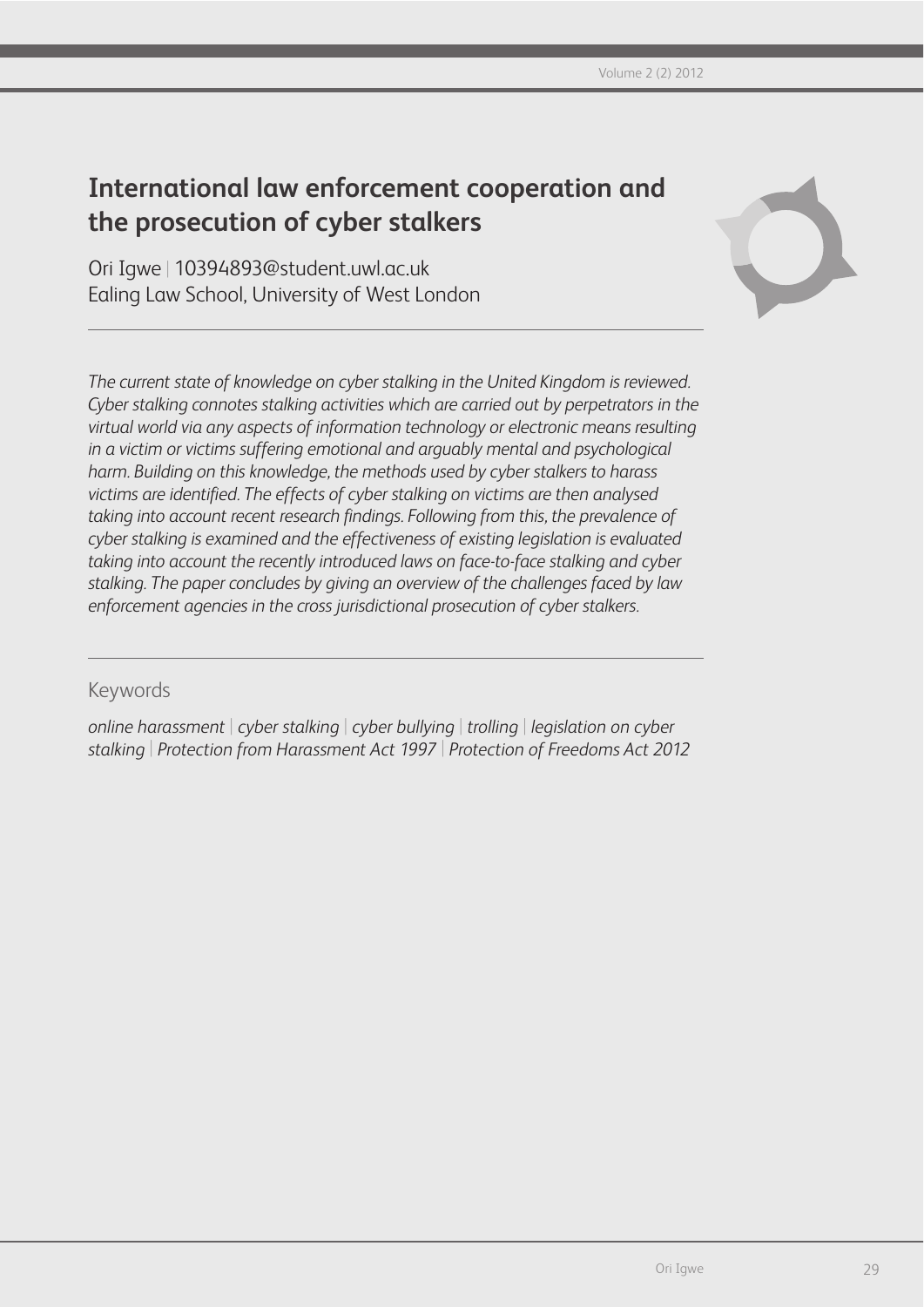# International law enforcement cooperation and the prosecution of cyber stalkers

Ori Igwe | 10394893@student.uwl.ac.uk
Ealing Law School, University of West London

---

*The current state of knowledge on cyber stalking in the United Kingdom is reviewed. Cyber stalking connotes stalking activities which are carried out by perpetrators in the virtual world via any aspects of information technology or electronic means resulting in a victim or victims suffering emotional and arguably mental and psychological harm. Building on this knowledge, the methods used by cyber stalkers to harass victims are identified. The effects of cyber stalking on victims are then analysed taking into account recent research findings. Following from this, the prevalence of cyber stalking is examined and the effectiveness of existing legislation is evaluated taking into account the recently introduced laws on face-to-face stalking and cyber stalking. The paper concludes by giving an overview of the challenges faced by law enforcement agencies in the cross jurisdictional prosecution of cyber stalkers.*

---

## Keywords

*online harassment | cyber stalking | cyber bullying | trolling | legislation on cyber stalking | Protection from Harassment Act 1997 | Protection of Freedoms Act 2012*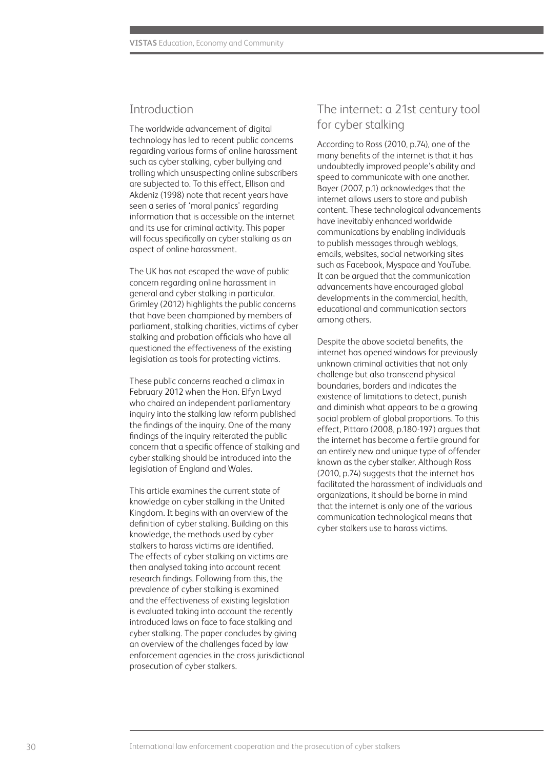## Introduction

The worldwide advancement of digital technology has led to recent public concerns regarding various forms of online harassment such as cyber stalking, cyber bullying and trolling which unsuspecting online subscribers are subjected to. To this effect, Ellison and Akdeniz (1998) note that recent years have seen a series of 'moral panics' regarding information that is accessible on the internet and its use for criminal activity. This paper will focus specifically on cyber stalking as an aspect of online harassment.

The UK has not escaped the wave of public concern regarding online harassment in general and cyber stalking in particular. Grimley (2012) highlights the public concerns that have been championed by members of parliament, stalking charities, victims of cyber stalking and probation officials who have all questioned the effectiveness of the existing legislation as tools for protecting victims.

These public concerns reached a climax in February 2012 when the Hon. Elfyn Lwyd who chaired an independent parliamentary inquiry into the stalking law reform published the findings of the inquiry. One of the many findings of the inquiry reiterated the public concern that a specific offence of stalking and cyber stalking should be introduced into the legislation of England and Wales.

This article examines the current state of knowledge on cyber stalking in the United Kingdom. It begins with an overview of the definition of cyber stalking. Building on this knowledge, the methods used by cyber stalkers to harass victims are identified. The effects of cyber stalking on victims are then analysed taking into account recent research findings. Following from this, the prevalence of cyber stalking is examined and the effectiveness of existing legislation is evaluated taking into account the recently introduced laws on face to face stalking and cyber stalking. The paper concludes by giving an overview of the challenges faced by law enforcement agencies in the cross jurisdictional prosecution of cyber stalkers.

## The internet: a 21st century tool for cyber stalking

According to Ross (2010, p.74), one of the many benefits of the internet is that it has undoubtedly improved people's ability and speed to communicate with one another. Bayer (2007, p.1) acknowledges that the internet allows users to store and publish content. These technological advancements have inevitably enhanced worldwide communications by enabling individuals to publish messages through weblogs, emails, websites, social networking sites such as Facebook, Myspace and YouTube. It can be argued that the communication advancements have encouraged global developments in the commercial, health, educational and communication sectors among others.

Despite the above societal benefits, the internet has opened windows for previously unknown criminal activities that not only challenge but also transcend physical boundaries, borders and indicates the existence of limitations to detect, punish and diminish what appears to be a growing social problem of global proportions. To this effect, Pittaro (2008, p.180-197) argues that the internet has become a fertile ground for an entirely new and unique type of offender known as the cyber stalker. Although Ross (2010, p.74) suggests that the internet has facilitated the harassment of individuals and organizations, it should be borne in mind that the internet is only one of the various communication technological means that cyber stalkers use to harass victims.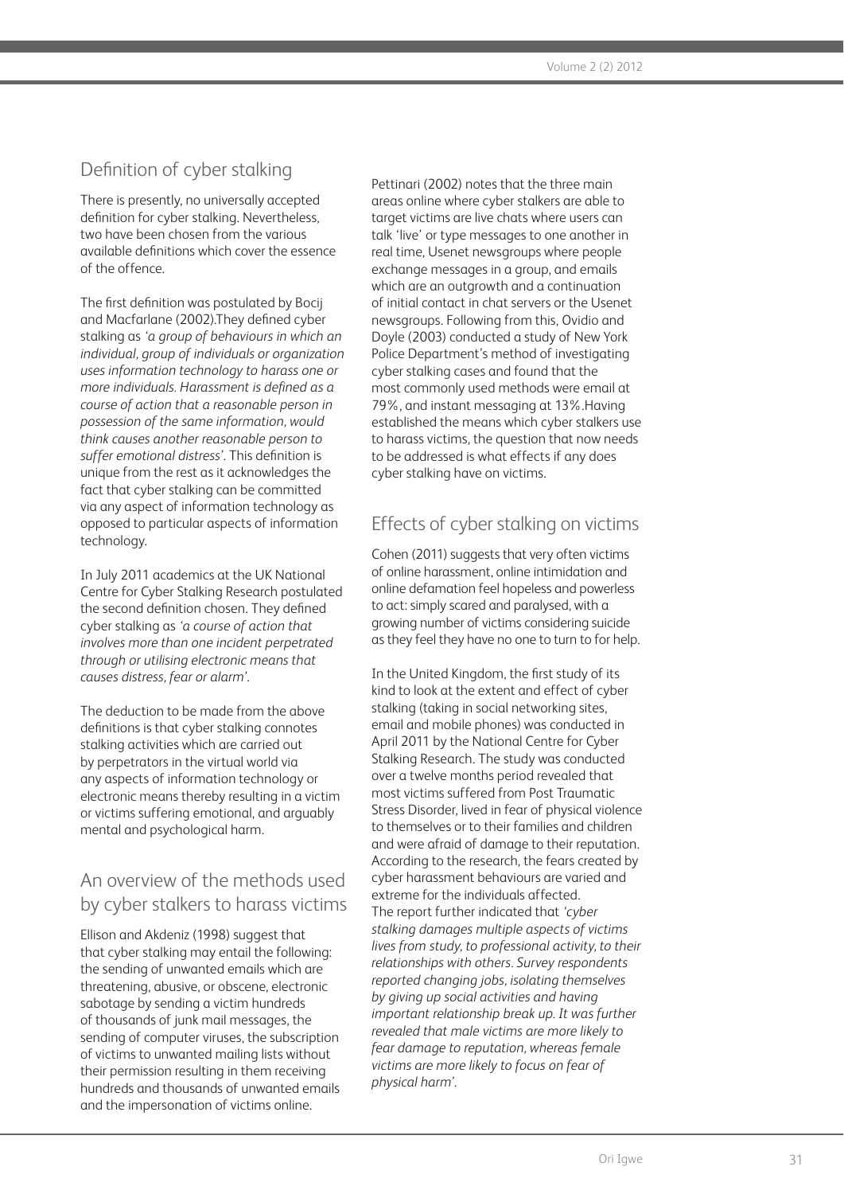## Definition of cyber stalking

There is presently, no universally accepted definition for cyber stalking. Nevertheless, two have been chosen from the various available definitions which cover the essence of the offence.

The first definition was postulated by Bocij and Macfarlane (2002).They defined cyber stalking as *'a group of behaviours in which an individual, group of individuals or organization uses information technology to harass one or more individuals. Harassment is defined as a course of action that a reasonable person in possession of the same information, would think causes another reasonable person to suffer emotional distress'*. This definition is unique from the rest as it acknowledges the fact that cyber stalking can be committed via any aspect of information technology as opposed to particular aspects of information technology.

In July 2011 academics at the UK National Centre for Cyber Stalking Research postulated the second definition chosen. They defined cyber stalking as *'a course of action that involves more than one incident perpetrated through or utilising electronic means that causes distress, fear or alarm'*.

The deduction to be made from the above definitions is that cyber stalking connotes stalking activities which are carried out by perpetrators in the virtual world via any aspects of information technology or electronic means thereby resulting in a victim or victims suffering emotional, and arguably mental and psychological harm.

## An overview of the methods used by cyber stalkers to harass victims

Ellison and Akdeniz (1998) suggest that that cyber stalking may entail the following: the sending of unwanted emails which are threatening, abusive, or obscene, electronic sabotage by sending a victim hundreds of thousands of junk mail messages, the sending of computer viruses, the subscription of victims to unwanted mailing lists without their permission resulting in them receiving hundreds and thousands of unwanted emails and the impersonation of victims online.

Pettinari (2002) notes that the three main areas online where cyber stalkers are able to target victims are live chats where users can talk 'live' or type messages to one another in real time, Usenet newsgroups where people exchange messages in a group, and emails which are an outgrowth and a continuation of initial contact in chat servers or the Usenet newsgroups. Following from this, Ovidio and Doyle (2003) conducted a study of New York Police Department's method of investigating cyber stalking cases and found that the most commonly used methods were email at 79%, and instant messaging at 13%.Having established the means which cyber stalkers use to harass victims, the question that now needs to be addressed is what effects if any does cyber stalking have on victims.

## Effects of cyber stalking on victims

Cohen (2011) suggests that very often victims of online harassment, online intimidation and online defamation feel hopeless and powerless to act: simply scared and paralysed, with a growing number of victims considering suicide as they feel they have no one to turn to for help.

In the United Kingdom, the first study of its kind to look at the extent and effect of cyber stalking (taking in social networking sites, email and mobile phones) was conducted in April 2011 by the National Centre for Cyber Stalking Research. The study was conducted over a twelve months period revealed that most victims suffered from Post Traumatic Stress Disorder, lived in fear of physical violence to themselves or to their families and children and were afraid of damage to their reputation. According to the research, the fears created by cyber harassment behaviours are varied and extreme for the individuals affected. The report further indicated that *'cyber stalking damages multiple aspects of victims lives from study, to professional activity, to their relationships with others. Survey respondents reported changing jobs, isolating themselves by giving up social activities and having important relationship break up. It was further revealed that male victims are more likely to fear damage to reputation, whereas female victims are more likely to focus on fear of physical harm'*.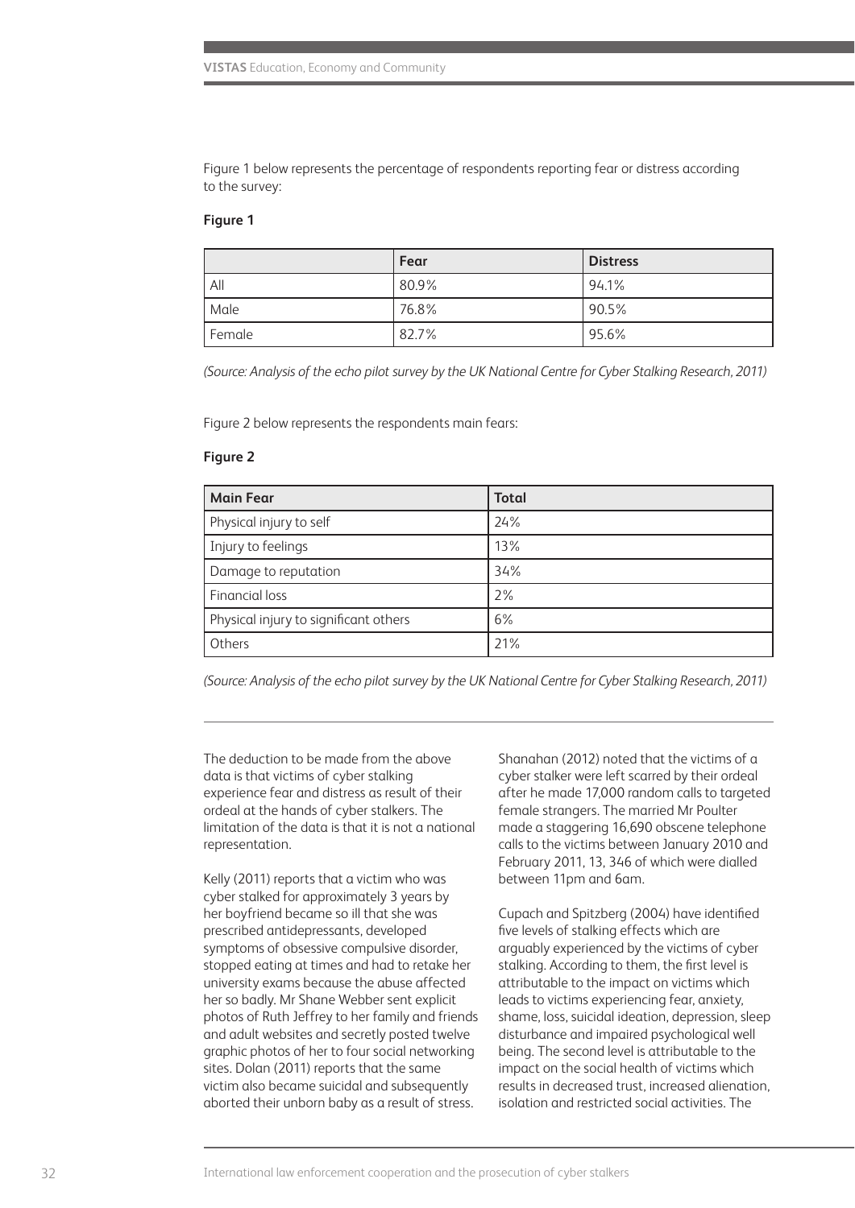Figure 1 below represents the percentage of respondents reporting fear or distress according to the survey:

**Figure 1**

| | Fear | Distress |
|---|---|---|
| All | 80.9% | 94.1% |
| Male | 76.8% | 90.5% |
| Female | 82.7% | 95.6% |

*(Source: Analysis of the echo pilot survey by the UK National Centre for Cyber Stalking Research, 2011)*

Figure 2 below represents the respondents main fears:

**Figure 2**

| Main Fear | Total |
|---|---|
| Physical injury to self | 24% |
| Injury to feelings | 13% |
| Damage to reputation | 34% |
| Financial loss | 2% |
| Physical injury to significant others | 6% |
| Others | 21% |

*(Source: Analysis of the echo pilot survey by the UK National Centre for Cyber Stalking Research, 2011)*

The deduction to be made from the above data is that victims of cyber stalking experience fear and distress as result of their ordeal at the hands of cyber stalkers. The limitation of the data is that it is not a national representation.

Kelly (2011) reports that a victim who was cyber stalked for approximately 3 years by her boyfriend became so ill that she was prescribed antidepressants, developed symptoms of obsessive compulsive disorder, stopped eating at times and had to retake her university exams because the abuse affected her so badly. Mr Shane Webber sent explicit photos of Ruth Jeffrey to her family and friends and adult websites and secretly posted twelve graphic photos of her to four social networking sites. Dolan (2011) reports that the same victim also became suicidal and subsequently aborted their unborn baby as a result of stress.

Shanahan (2012) noted that the victims of a cyber stalker were left scarred by their ordeal after he made 17,000 random calls to targeted female strangers. The married Mr Poulter made a staggering 16,690 obscene telephone calls to the victims between January 2010 and February 2011, 13, 346 of which were dialled between 11pm and 6am.

Cupach and Spitzberg (2004) have identified five levels of stalking effects which are arguably experienced by the victims of cyber stalking. According to them, the first level is attributable to the impact on victims which leads to victims experiencing fear, anxiety, shame, loss, suicidal ideation, depression, sleep disturbance and impaired psychological well being. The second level is attributable to the impact on the social health of victims which results in decreased trust, increased alienation, isolation and restricted social activities. The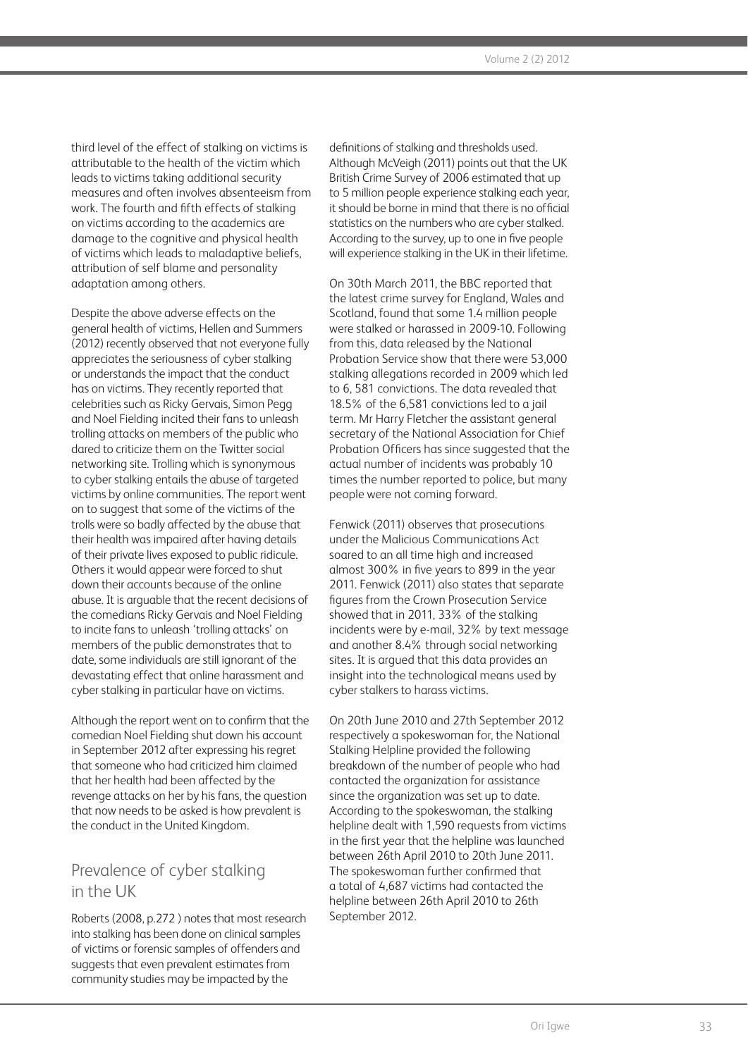third level of the effect of stalking on victims is attributable to the health of the victim which leads to victims taking additional security measures and often involves absenteeism from work. The fourth and fifth effects of stalking on victims according to the academics are damage to the cognitive and physical health of victims which leads to maladaptive beliefs, attribution of self blame and personality adaptation among others.

Despite the above adverse effects on the general health of victims, Hellen and Summers (2012) recently observed that not everyone fully appreciates the seriousness of cyber stalking or understands the impact that the conduct has on victims. They recently reported that celebrities such as Ricky Gervais, Simon Pegg and Noel Fielding incited their fans to unleash trolling attacks on members of the public who dared to criticize them on the Twitter social networking site. Trolling which is synonymous to cyber stalking entails the abuse of targeted victims by online communities. The report went on to suggest that some of the victims of the trolls were so badly affected by the abuse that their health was impaired after having details of their private lives exposed to public ridicule. Others it would appear were forced to shut down their accounts because of the online abuse. It is arguable that the recent decisions of the comedians Ricky Gervais and Noel Fielding to incite fans to unleash 'trolling attacks' on members of the public demonstrates that to date, some individuals are still ignorant of the devastating effect that online harassment and cyber stalking in particular have on victims.

Although the report went on to confirm that the comedian Noel Fielding shut down his account in September 2012 after expressing his regret that someone who had criticized him claimed that her health had been affected by the revenge attacks on her by his fans, the question that now needs to be asked is how prevalent is the conduct in the United Kingdom.

## Prevalence of cyber stalking in the UK

Roberts (2008, p.272 ) notes that most research into stalking has been done on clinical samples of victims or forensic samples of offenders and suggests that even prevalent estimates from community studies may be impacted by the definitions of stalking and thresholds used. Although McVeigh (2011) points out that the UK British Crime Survey of 2006 estimated that up to 5 million people experience stalking each year, it should be borne in mind that there is no official statistics on the numbers who are cyber stalked. According to the survey, up to one in five people will experience stalking in the UK in their lifetime.

On 30th March 2011, the BBC reported that the latest crime survey for England, Wales and Scotland, found that some 1.4 million people were stalked or harassed in 2009-10. Following from this, data released by the National Probation Service show that there were 53,000 stalking allegations recorded in 2009 which led to 6, 581 convictions. The data revealed that 18.5% of the 6,581 convictions led to a jail term. Mr Harry Fletcher the assistant general secretary of the National Association for Chief Probation Officers has since suggested that the actual number of incidents was probably 10 times the number reported to police, but many people were not coming forward.

Fenwick (2011) observes that prosecutions under the Malicious Communications Act soared to an all time high and increased almost 300% in five years to 899 in the year 2011. Fenwick (2011) also states that separate figures from the Crown Prosecution Service showed that in 2011, 33% of the stalking incidents were by e-mail, 32% by text message and another 8.4% through social networking sites. It is argued that this data provides an insight into the technological means used by cyber stalkers to harass victims.

On 20th June 2010 and 27th September 2012 respectively a spokeswoman for, the National Stalking Helpline provided the following breakdown of the number of people who had contacted the organization for assistance since the organization was set up to date. According to the spokeswoman, the stalking helpline dealt with 1,590 requests from victims in the first year that the helpline was launched between 26th April 2010 to 20th June 2011. The spokeswoman further confirmed that a total of 4,687 victims had contacted the helpline between 26th April 2010 to 26th September 2012.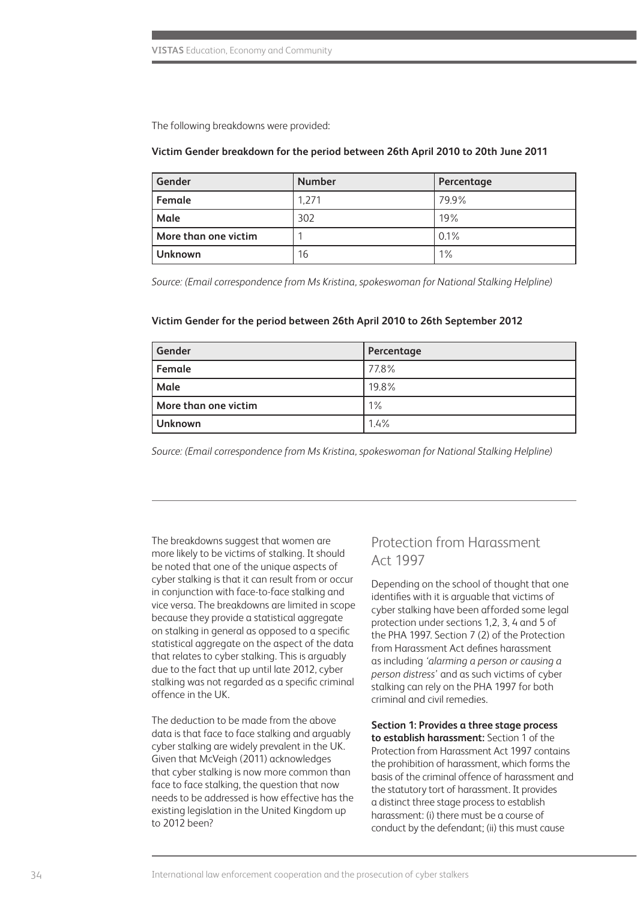The following breakdowns were provided:

**Victim Gender breakdown for the period between 26th April 2010 to 20th June 2011**

| Gender | Number | Percentage |
|---|---|---|
| **Female** | 1,271 | 79.9% |
| **Male** | 302 | 19% |
| **More than one victim** | 1 | 0.1% |
| **Unknown** | 16 | 1% |

*Source: (Email correspondence from Ms Kristina, spokeswoman for National Stalking Helpline)*

**Victim Gender for the period between 26th April 2010 to 26th September 2012**

| Gender | Percentage |
|---|---|
| **Female** | 77.8% |
| **Male** | 19.8% |
| **More than one victim** | 1% |
| **Unknown** | 1.4% |

*Source: (Email correspondence from Ms Kristina, spokeswoman for National Stalking Helpline)*

The breakdowns suggest that women are more likely to be victims of stalking. It should be noted that one of the unique aspects of cyber stalking is that it can result from or occur in conjunction with face-to-face stalking and vice versa. The breakdowns are limited in scope because they provide a statistical aggregate on stalking in general as opposed to a specific statistical aggregate on the aspect of the data that relates to cyber stalking. This is arguably due to the fact that up until late 2012, cyber stalking was not regarded as a specific criminal offence in the UK.

The deduction to be made from the above data is that face to face stalking and arguably cyber stalking are widely prevalent in the UK. Given that McVeigh (2011) acknowledges that cyber stalking is now more common than face to face stalking, the question that now needs to be addressed is how effective has the existing legislation in the United Kingdom up to 2012 been?

## Protection from Harassment Act 1997

Depending on the school of thought that one identifies with it is arguable that victims of cyber stalking have been afforded some legal protection under sections 1,2, 3, 4 and 5 of the PHA 1997. Section 7 (2) of the Protection from Harassment Act defines harassment as including *'alarming a person or causing a person distress'* and as such victims of cyber stalking can rely on the PHA 1997 for both criminal and civil remedies.

**Section 1: Provides a three stage process to establish harassment:** Section 1 of the Protection from Harassment Act 1997 contains the prohibition of harassment, which forms the basis of the criminal offence of harassment and the statutory tort of harassment. It provides a distinct three stage process to establish harassment: (i) there must be a course of conduct by the defendant; (ii) this must cause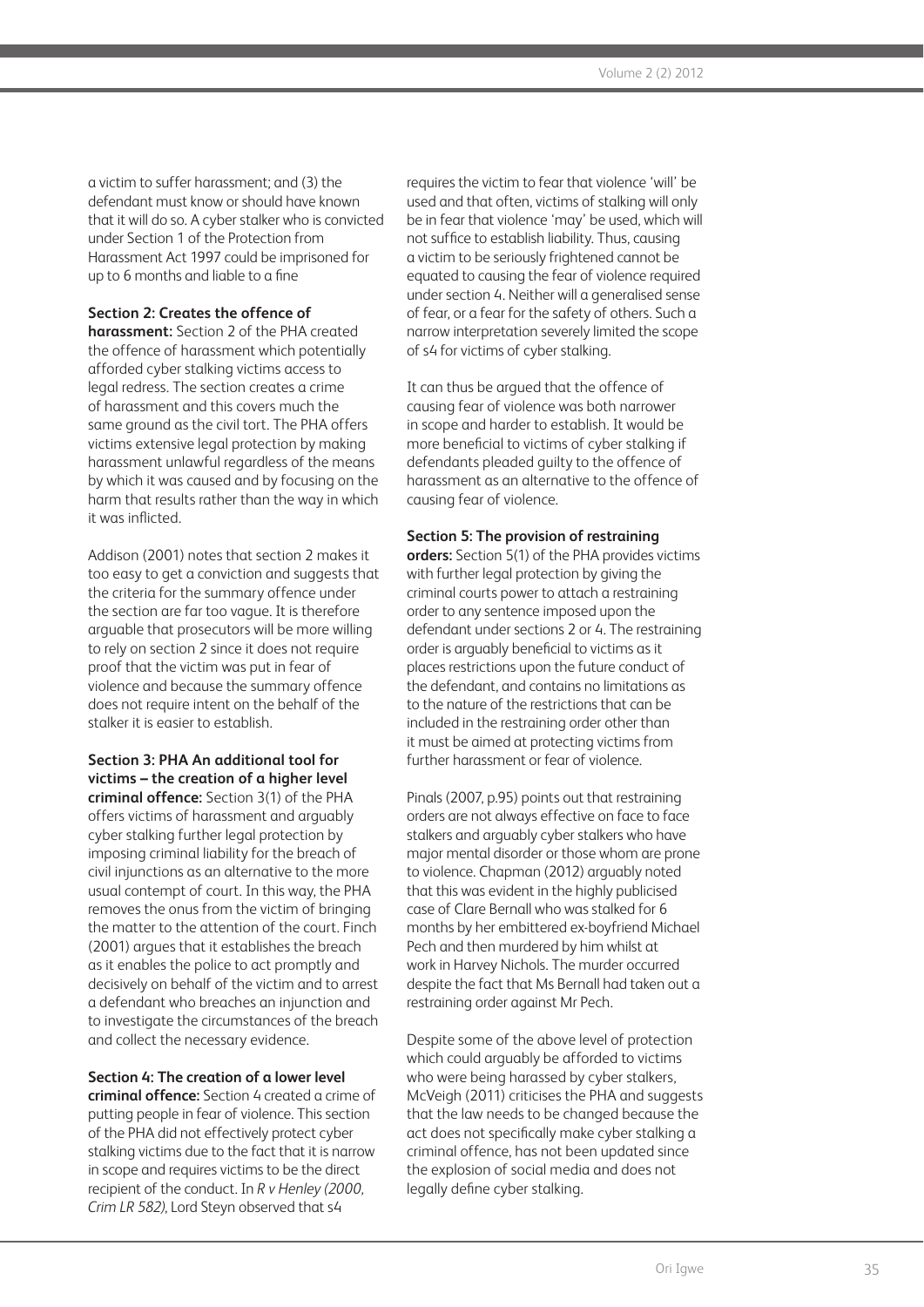a victim to suffer harassment; and (3) the defendant must know or should have known that it will do so. A cyber stalker who is convicted under Section 1 of the Protection from Harassment Act 1997 could be imprisoned for up to 6 months and liable to a fine

**Section 2: Creates the offence of harassment:** Section 2 of the PHA created the offence of harassment which potentially afforded cyber stalking victims access to legal redress. The section creates a crime of harassment and this covers much the same ground as the civil tort. The PHA offers victims extensive legal protection by making harassment unlawful regardless of the means by which it was caused and by focusing on the harm that results rather than the way in which it was inflicted.

Addison (2001) notes that section 2 makes it too easy to get a conviction and suggests that the criteria for the summary offence under the section are far too vague. It is therefore arguable that prosecutors will be more willing to rely on section 2 since it does not require proof that the victim was put in fear of violence and because the summary offence does not require intent on the behalf of the stalker it is easier to establish.

**Section 3: PHA An additional tool for victims – the creation of a higher level criminal offence:** Section 3(1) of the PHA offers victims of harassment and arguably cyber stalking further legal protection by imposing criminal liability for the breach of civil injunctions as an alternative to the more usual contempt of court. In this way, the PHA removes the onus from the victim of bringing the matter to the attention of the court. Finch (2001) argues that it establishes the breach as it enables the police to act promptly and decisively on behalf of the victim and to arrest a defendant who breaches an injunction and to investigate the circumstances of the breach and collect the necessary evidence.

**Section 4: The creation of a lower level criminal offence:** Section 4 created a crime of putting people in fear of violence. This section of the PHA did not effectively protect cyber stalking victims due to the fact that it is narrow in scope and requires victims to be the direct recipient of the conduct. In *R v Henley (2000, Crim LR 582)*, Lord Steyn observed that s4 requires the victim to fear that violence 'will' be used and that often, victims of stalking will only be in fear that violence 'may' be used, which will not suffice to establish liability. Thus, causing a victim to be seriously frightened cannot be equated to causing the fear of violence required under section 4. Neither will a generalised sense of fear, or a fear for the safety of others. Such a narrow interpretation severely limited the scope of s4 for victims of cyber stalking.

It can thus be argued that the offence of causing fear of violence was both narrower in scope and harder to establish. It would be more beneficial to victims of cyber stalking if defendants pleaded guilty to the offence of harassment as an alternative to the offence of causing fear of violence.

**Section 5: The provision of restraining orders:** Section 5(1) of the PHA provides victims with further legal protection by giving the criminal courts power to attach a restraining order to any sentence imposed upon the defendant under sections 2 or 4. The restraining order is arguably beneficial to victims as it places restrictions upon the future conduct of the defendant, and contains no limitations as to the nature of the restrictions that can be included in the restraining order other than it must be aimed at protecting victims from further harassment or fear of violence.

Pinals (2007, p.95) points out that restraining orders are not always effective on face to face stalkers and arguably cyber stalkers who have major mental disorder or those whom are prone to violence. Chapman (2012) arguably noted that this was evident in the highly publicised case of Clare Bernall who was stalked for 6 months by her embittered ex-boyfriend Michael Pech and then murdered by him whilst at work in Harvey Nichols. The murder occurred despite the fact that Ms Bernall had taken out a restraining order against Mr Pech.

Despite some of the above level of protection which could arguably be afforded to victims who were being harassed by cyber stalkers, McVeigh (2011) criticises the PHA and suggests that the law needs to be changed because the act does not specifically make cyber stalking a criminal offence, has not been updated since the explosion of social media and does not legally define cyber stalking.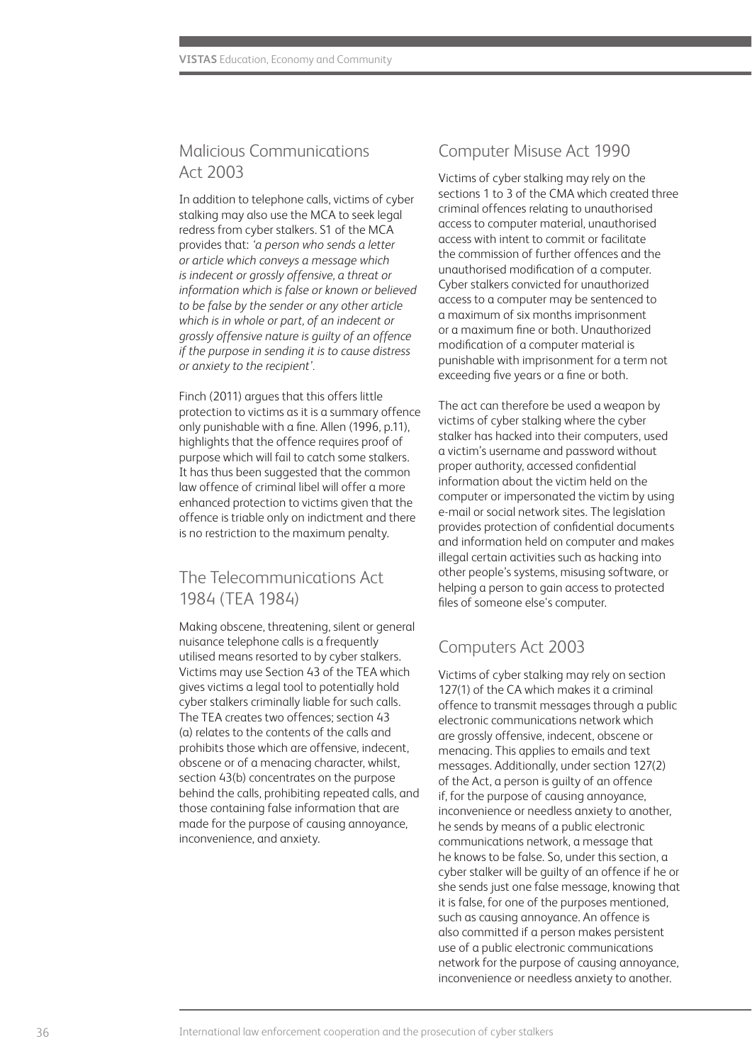## Malicious Communications Act 2003

In addition to telephone calls, victims of cyber stalking may also use the MCA to seek legal redress from cyber stalkers. S1 of the MCA provides that: *'a person who sends a letter or article which conveys a message which is indecent or grossly offensive, a threat or information which is false or known or believed to be false by the sender or any other article which is in whole or part, of an indecent or grossly offensive nature is guilty of an offence if the purpose in sending it is to cause distress or anxiety to the recipient'.*

Finch (2011) argues that this offers little protection to victims as it is a summary offence only punishable with a fine. Allen (1996, p.11), highlights that the offence requires proof of purpose which will fail to catch some stalkers. It has thus been suggested that the common law offence of criminal libel will offer a more enhanced protection to victims given that the offence is triable only on indictment and there is no restriction to the maximum penalty.

## The Telecommunications Act 1984 (TEA 1984)

Making obscene, threatening, silent or general nuisance telephone calls is a frequently utilised means resorted to by cyber stalkers. Victims may use Section 43 of the TEA which gives victims a legal tool to potentially hold cyber stalkers criminally liable for such calls. The TEA creates two offences; section 43 (a) relates to the contents of the calls and prohibits those which are offensive, indecent, obscene or of a menacing character, whilst, section 43(b) concentrates on the purpose behind the calls, prohibiting repeated calls, and those containing false information that are made for the purpose of causing annoyance, inconvenience, and anxiety.

## Computer Misuse Act 1990

Victims of cyber stalking may rely on the sections 1 to 3 of the CMA which created three criminal offences relating to unauthorised access to computer material, unauthorised access with intent to commit or facilitate the commission of further offences and the unauthorised modification of a computer. Cyber stalkers convicted for unauthorized access to a computer may be sentenced to a maximum of six months imprisonment or a maximum fine or both. Unauthorized modification of a computer material is punishable with imprisonment for a term not exceeding five years or a fine or both.

The act can therefore be used a weapon by victims of cyber stalking where the cyber stalker has hacked into their computers, used a victim's username and password without proper authority, accessed confidential information about the victim held on the computer or impersonated the victim by using e-mail or social network sites. The legislation provides protection of confidential documents and information held on computer and makes illegal certain activities such as hacking into other people's systems, misusing software, or helping a person to gain access to protected files of someone else's computer.

## Computers Act 2003

Victims of cyber stalking may rely on section 127(1) of the CA which makes it a criminal offence to transmit messages through a public electronic communications network which are grossly offensive, indecent, obscene or menacing. This applies to emails and text messages. Additionally, under section 127(2) of the Act, a person is guilty of an offence if, for the purpose of causing annoyance, inconvenience or needless anxiety to another, he sends by means of a public electronic communications network, a message that he knows to be false. So, under this section, a cyber stalker will be guilty of an offence if he or she sends just one false message, knowing that it is false, for one of the purposes mentioned, such as causing annoyance. An offence is also committed if a person makes persistent use of a public electronic communications network for the purpose of causing annoyance, inconvenience or needless anxiety to another.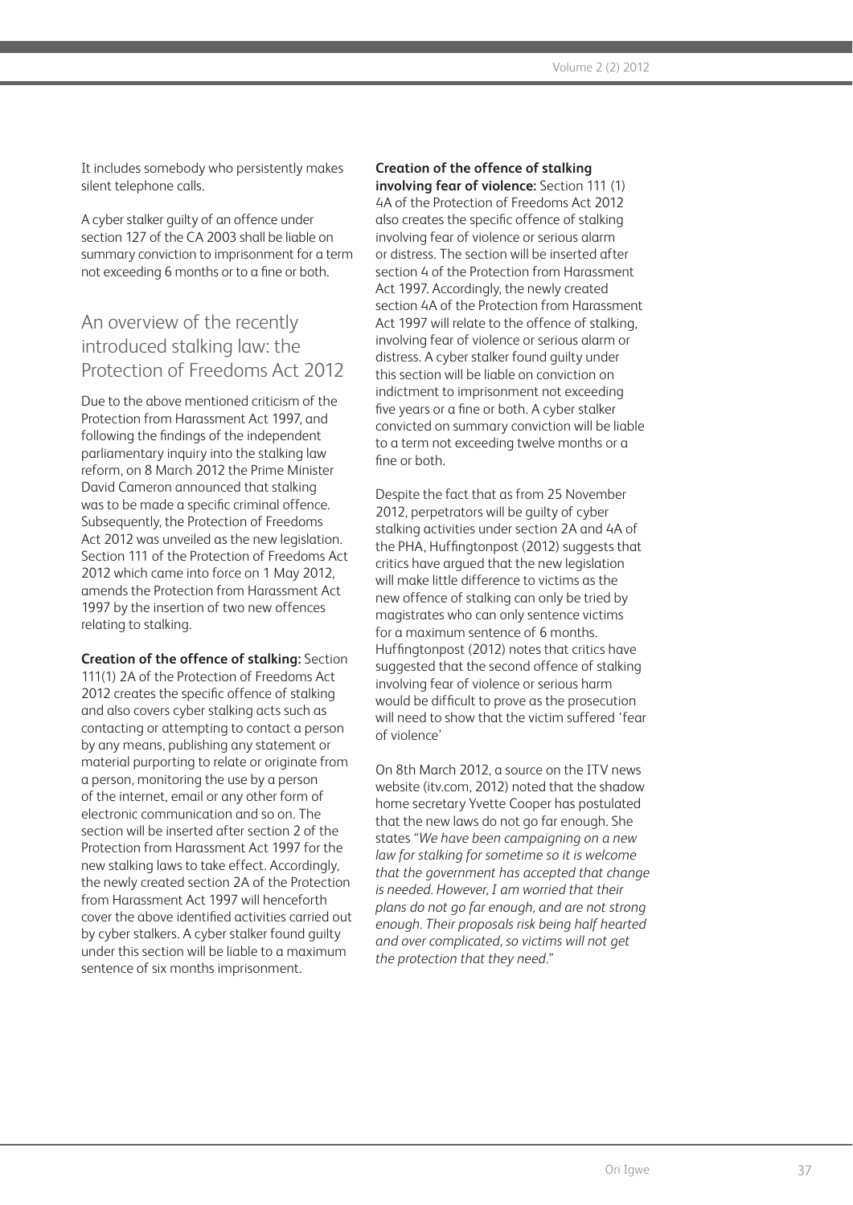It includes somebody who persistently makes silent telephone calls.

A cyber stalker guilty of an offence under section 127 of the CA 2003 shall be liable on summary conviction to imprisonment for a term not exceeding 6 months or to a fine or both.

## An overview of the recently introduced stalking law: the Protection of Freedoms Act 2012

Due to the above mentioned criticism of the Protection from Harassment Act 1997, and following the findings of the independent parliamentary inquiry into the stalking law reform, on 8 March 2012 the Prime Minister David Cameron announced that stalking was to be made a specific criminal offence. Subsequently, the Protection of Freedoms Act 2012 was unveiled as the new legislation. Section 111 of the Protection of Freedoms Act 2012 which came into force on 1 May 2012, amends the Protection from Harassment Act 1997 by the insertion of two new offences relating to stalking.

**Creation of the offence of stalking:** Section 111(1) 2A of the Protection of Freedoms Act 2012 creates the specific offence of stalking and also covers cyber stalking acts such as contacting or attempting to contact a person by any means, publishing any statement or material purporting to relate or originate from a person, monitoring the use by a person of the internet, email or any other form of electronic communication and so on. The section will be inserted after section 2 of the Protection from Harassment Act 1997 for the new stalking laws to take effect. Accordingly, the newly created section 2A of the Protection from Harassment Act 1997 will henceforth cover the above identified activities carried out by cyber stalkers. A cyber stalker found guilty under this section will be liable to a maximum sentence of six months imprisonment.

**Creation of the offence of stalking involving fear of violence:** Section 111 (1) 4A of the Protection of Freedoms Act 2012 also creates the specific offence of stalking involving fear of violence or serious alarm or distress. The section will be inserted after section 4 of the Protection from Harassment Act 1997. Accordingly, the newly created section 4A of the Protection from Harassment Act 1997 will relate to the offence of stalking, involving fear of violence or serious alarm or distress. A cyber stalker found guilty under this section will be liable on conviction on indictment to imprisonment not exceeding five years or a fine or both. A cyber stalker convicted on summary conviction will be liable to a term not exceeding twelve months or a fine or both.

Despite the fact that as from 25 November 2012, perpetrators will be guilty of cyber stalking activities under section 2A and 4A of the PHA, Huffingtonpost (2012) suggests that critics have argued that the new legislation will make little difference to victims as the new offence of stalking can only be tried by magistrates who can only sentence victims for a maximum sentence of 6 months. Huffingtonpost (2012) notes that critics have suggested that the second offence of stalking involving fear of violence or serious harm would be difficult to prove as the prosecution will need to show that the victim suffered 'fear of violence'

On 8th March 2012, a source on the ITV news website (itv.com, 2012) noted that the shadow home secretary Yvette Cooper has postulated that the new laws do not go far enough. She states "*We have been campaigning on a new law for stalking for sometime so it is welcome that the government has accepted that change is needed. However, I am worried that their plans do not go far enough, and are not strong enough. Their proposals risk being half hearted and over complicated, so victims will not get the protection that they need.*"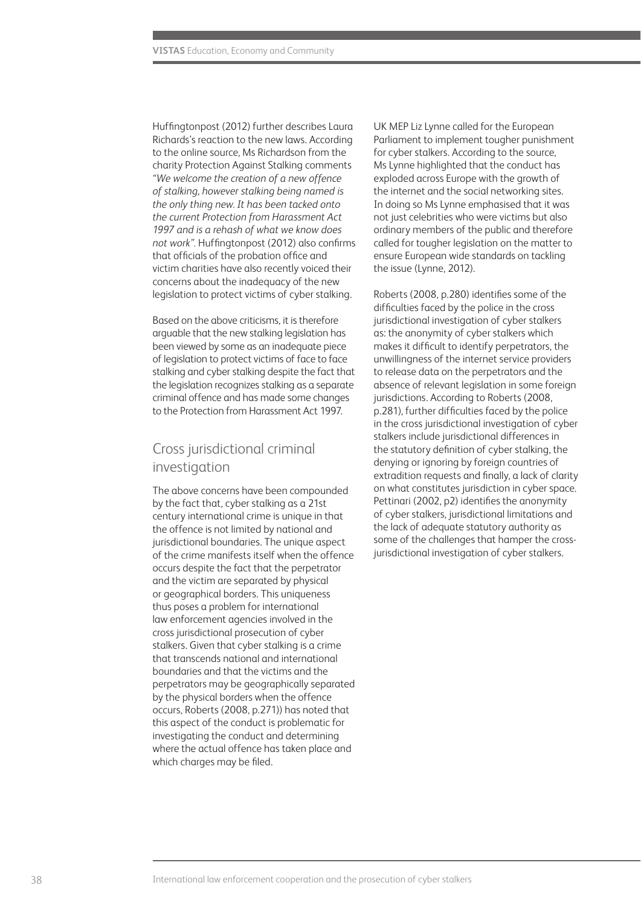Huffingtonpost (2012) further describes Laura Richards's reaction to the new laws. According to the online source, Ms Richardson from the charity Protection Against Stalking comments *"We welcome the creation of a new offence of stalking, however stalking being named is the only thing new. It has been tacked onto the current Protection from Harassment Act 1997 and is a rehash of what we know does not work"*. Huffingtonpost (2012) also confirms that officials of the probation office and victim charities have also recently voiced their concerns about the inadequacy of the new legislation to protect victims of cyber stalking.

Based on the above criticisms, it is therefore arguable that the new stalking legislation has been viewed by some as an inadequate piece of legislation to protect victims of face to face stalking and cyber stalking despite the fact that the legislation recognizes stalking as a separate criminal offence and has made some changes to the Protection from Harassment Act 1997.

## Cross jurisdictional criminal investigation

The above concerns have been compounded by the fact that, cyber stalking as a 21st century international crime is unique in that the offence is not limited by national and jurisdictional boundaries. The unique aspect of the crime manifests itself when the offence occurs despite the fact that the perpetrator and the victim are separated by physical or geographical borders. This uniqueness thus poses a problem for international law enforcement agencies involved in the cross jurisdictional prosecution of cyber stalkers. Given that cyber stalking is a crime that transcends national and international boundaries and that the victims and the perpetrators may be geographically separated by the physical borders when the offence occurs, Roberts (2008, p.271)) has noted that this aspect of the conduct is problematic for investigating the conduct and determining where the actual offence has taken place and which charges may be filed.

UK MEP Liz Lynne called for the European Parliament to implement tougher punishment for cyber stalkers. According to the source, Ms Lynne highlighted that the conduct has exploded across Europe with the growth of the internet and the social networking sites. In doing so Ms Lynne emphasised that it was not just celebrities who were victims but also ordinary members of the public and therefore called for tougher legislation on the matter to ensure European wide standards on tackling the issue (Lynne, 2012).

Roberts (2008, p.280) identifies some of the difficulties faced by the police in the cross jurisdictional investigation of cyber stalkers as: the anonymity of cyber stalkers which makes it difficult to identify perpetrators, the unwillingness of the internet service providers to release data on the perpetrators and the absence of relevant legislation in some foreign jurisdictions. According to Roberts (2008, p.281), further difficulties faced by the police in the cross jurisdictional investigation of cyber stalkers include jurisdictional differences in the statutory definition of cyber stalking, the denying or ignoring by foreign countries of extradition requests and finally, a lack of clarity on what constitutes jurisdiction in cyber space. Pettinari (2002, p2) identifies the anonymity of cyber stalkers, jurisdictional limitations and the lack of adequate statutory authority as some of the challenges that hamper the cross-jurisdictional investigation of cyber stalkers.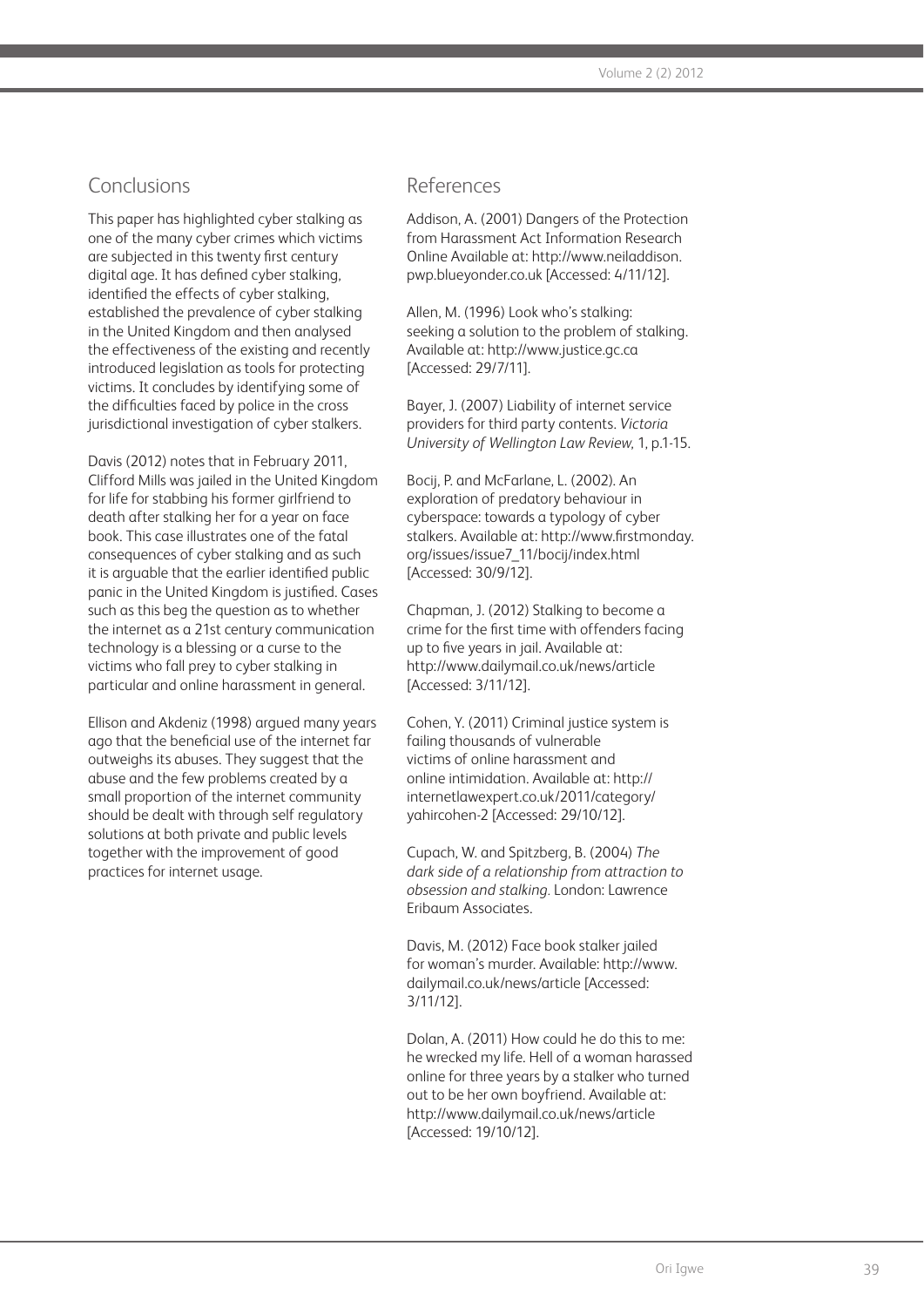## Conclusions

This paper has highlighted cyber stalking as one of the many cyber crimes which victims are subjected in this twenty first century digital age. It has defined cyber stalking, identified the effects of cyber stalking, established the prevalence of cyber stalking in the United Kingdom and then analysed the effectiveness of the existing and recently introduced legislation as tools for protecting victims. It concludes by identifying some of the difficulties faced by police in the cross jurisdictional investigation of cyber stalkers.

Davis (2012) notes that in February 2011, Clifford Mills was jailed in the United Kingdom for life for stabbing his former girlfriend to death after stalking her for a year on face book. This case illustrates one of the fatal consequences of cyber stalking and as such it is arguable that the earlier identified public panic in the United Kingdom is justified. Cases such as this beg the question as to whether the internet as a 21st century communication technology is a blessing or a curse to the victims who fall prey to cyber stalking in particular and online harassment in general.

Ellison and Akdeniz (1998) argued many years ago that the beneficial use of the internet far outweighs its abuses. They suggest that the abuse and the few problems created by a small proportion of the internet community should be dealt with through self regulatory solutions at both private and public levels together with the improvement of good practices for internet usage.

## References

Addison, A. (2001) Dangers of the Protection from Harassment Act Information Research Online Available at: http://www.neiladdison.pwp.blueyonder.co.uk [Accessed: 4/11/12].

Allen, M. (1996) Look who's stalking: seeking a solution to the problem of stalking. Available at: http://www.justice.gc.ca [Accessed: 29/7/11].

Bayer, J. (2007) Liability of internet service providers for third party contents. *Victoria University of Wellington Law Review*, 1, p.1-15.

Bocij, P. and McFarlane, L. (2002). An exploration of predatory behaviour in cyberspace: towards a typology of cyber stalkers. Available at: http://www.firstmonday.org/issues/issue7_11/bocij/index.html [Accessed: 30/9/12].

Chapman, J. (2012) Stalking to become a crime for the first time with offenders facing up to five years in jail. Available at: http://www.dailymail.co.uk/news/article [Accessed: 3/11/12].

Cohen, Y. (2011) Criminal justice system is failing thousands of vulnerable victims of online harassment and online intimidation. Available at: http://internetlawexpert.co.uk/2011/category/yahircohen-2 [Accessed: 29/10/12].

Cupach, W. and Spitzberg, B. (2004) *The dark side of a relationship from attraction to obsession and stalking.* London: Lawrence Eribaum Associates.

Davis, M. (2012) Face book stalker jailed for woman's murder. Available: http://www.dailymail.co.uk/news/article [Accessed: 3/11/12].

Dolan, A. (2011) How could he do this to me: he wrecked my life. Hell of a woman harassed online for three years by a stalker who turned out to be her own boyfriend. Available at: http://www.dailymail.co.uk/news/article [Accessed: 19/10/12].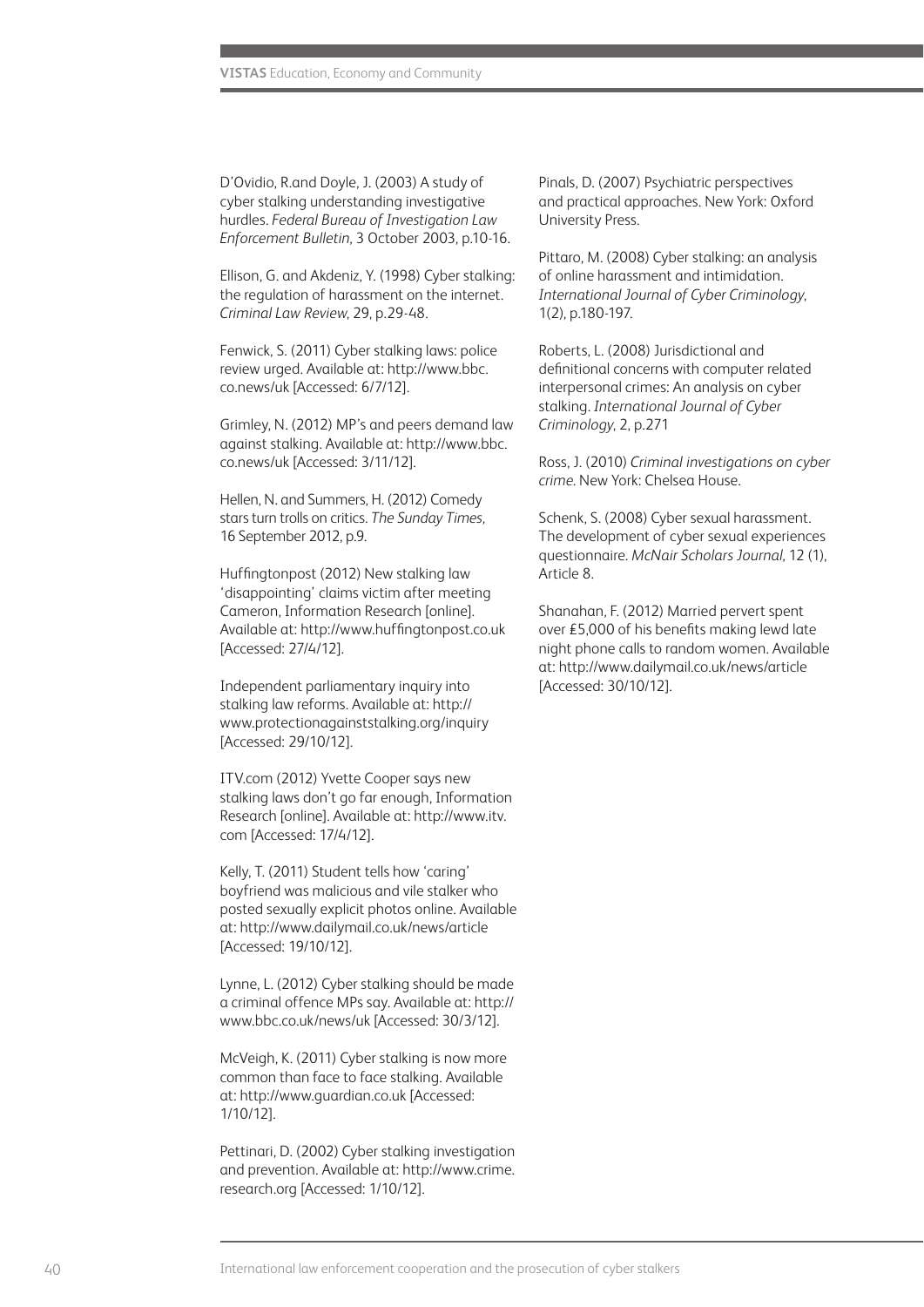D'Ovidio, R.and Doyle, J. (2003) A study of cyber stalking understanding investigative hurdles. *Federal Bureau of Investigation Law Enforcement Bulletin*, 3 October 2003, p.10-16.

Ellison, G. and Akdeniz, Y. (1998) Cyber stalking: the regulation of harassment on the internet. *Criminal Law Review*, 29, p.29-48.

Fenwick, S. (2011) Cyber stalking laws: police review urged. Available at: http://www.bbc.co.news/uk [Accessed: 6/7/12].

Grimley, N. (2012) MP's and peers demand law against stalking. Available at: http://www.bbc.co.news/uk [Accessed: 3/11/12].

Hellen, N. and Summers, H. (2012) Comedy stars turn trolls on critics. *The Sunday Times*, 16 September 2012, p.9.

Huffingtonpost (2012) New stalking law 'disappointing' claims victim after meeting Cameron, Information Research [online]. Available at: http://www.huffingtonpost.co.uk [Accessed: 27/4/12].

Independent parliamentary inquiry into stalking law reforms. Available at: http://www.protectionagainststalking.org/inquiry [Accessed: 29/10/12].

ITV.com (2012) Yvette Cooper says new stalking laws don't go far enough, Information Research [online]. Available at: http://www.itv.com [Accessed: 17/4/12].

Kelly, T. (2011) Student tells how 'caring' boyfriend was malicious and vile stalker who posted sexually explicit photos online. Available at: http://www.dailymail.co.uk/news/article [Accessed: 19/10/12].

Lynne, L. (2012) Cyber stalking should be made a criminal offence MPs say. Available at: http://www.bbc.co.uk/news/uk [Accessed: 30/3/12].

McVeigh, K. (2011) Cyber stalking is now more common than face to face stalking. Available at: http://www.guardian.co.uk [Accessed: 1/10/12].

Pettinari, D. (2002) Cyber stalking investigation and prevention. Available at: http://www.crime.research.org [Accessed: 1/10/12].

Pinals, D. (2007) Psychiatric perspectives and practical approaches. New York: Oxford University Press.

Pittaro, M. (2008) Cyber stalking: an analysis of online harassment and intimidation. *International Journal of Cyber Criminology*, 1(2), p.180-197.

Roberts, L. (2008) Jurisdictional and definitional concerns with computer related interpersonal crimes: An analysis on cyber stalking. *International Journal of Cyber Criminology*, 2, p.271

Ross, J. (2010) *Criminal investigations on cyber crime*. New York: Chelsea House.

Schenk, S. (2008) Cyber sexual harassment. The development of cyber sexual experiences questionnaire. *McNair Scholars Journal*, 12 (1), Article 8.

Shanahan, F. (2012) Married pervert spent over £5,000 of his benefits making lewd late night phone calls to random women. Available at: http://www.dailymail.co.uk/news/article [Accessed: 30/10/12].